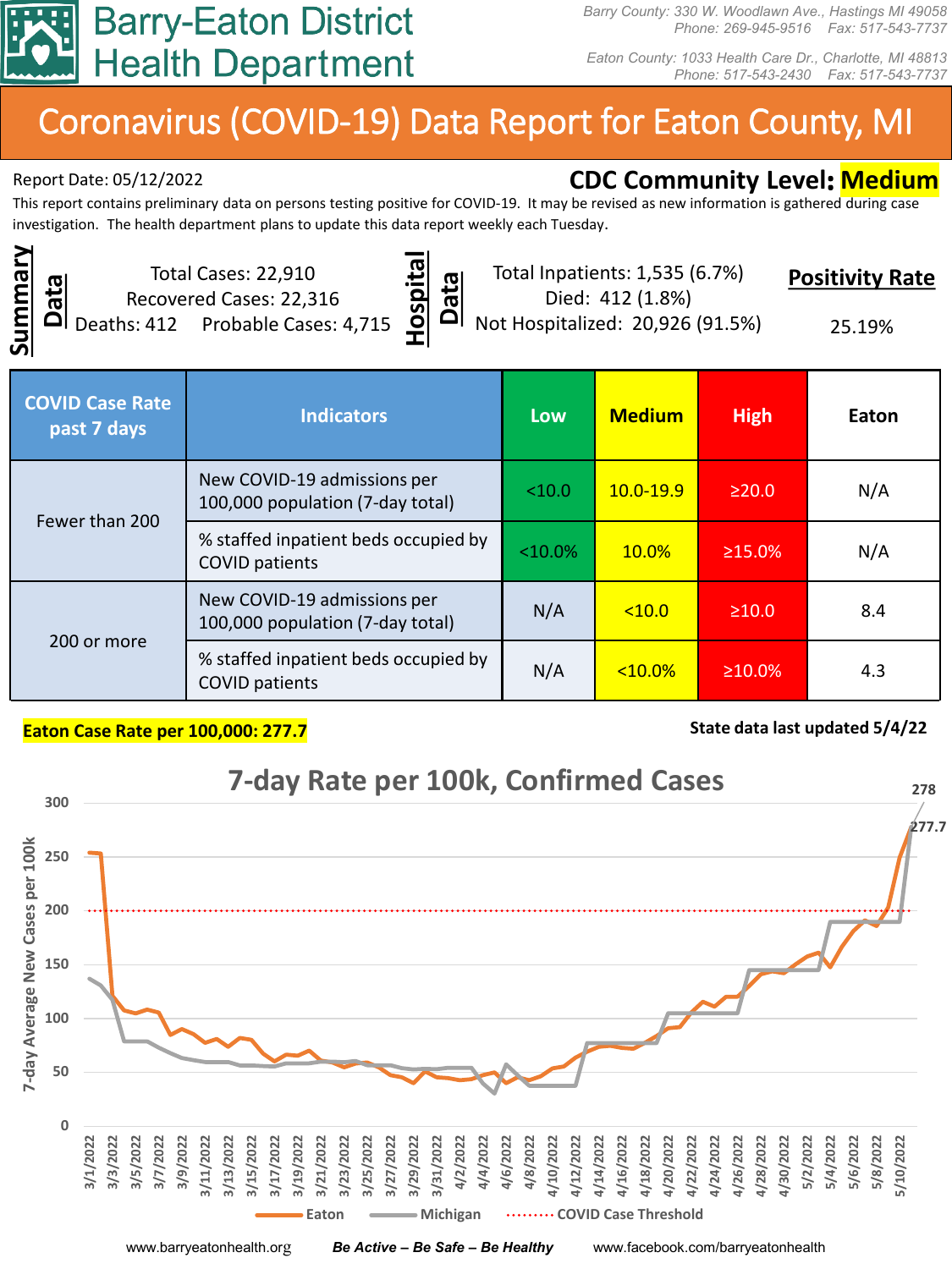# Barry-Eaton District Health Department

*Barry County: 330 W. Woodlawn Ave., Hastings MI 49058*
*Phone: 269-945-9516 Fax: 517-543-7737*

*Eaton County: 1033 Health Care Dr., Charlotte, MI 48813*
*Phone: 517-543-2430 Fax: 517-543-7737*

# Coronavirus (COVID-19) Data Report for Eaton County, MI

Report Date: 05/12/2022

**CDC Community Level: Medium**

This report contains preliminary data on persons testing positive for COVID-19. It may be revised as new information is gathered during case investigation. The health department plans to update this data report weekly each Tuesday.

## Summary Data

Total Cases: 22,910
Recovered Cases: 22,316
Deaths: 412 Probable Cases: 4,715

## Hospital Data

Total Inpatients: 1,535 (6.7%)
Died: 412 (1.8%)
Not Hospitalized: 20,926 (91.5%)

## Positivity Rate

25.19%

| COVID Case Rate past 7 days | Indicators | Low | Medium | High | Eaton |
|---|---|---|---|---|---|
| Fewer than 200 | New COVID-19 admissions per 100,000 population (7-day total) | <10.0 | 10.0-19.9 | ≥20.0 | N/A |
| | % staffed inpatient beds occupied by COVID patients | <10.0% | 10.0% | ≥15.0% | N/A |
| 200 or more | New COVID-19 admissions per 100,000 population (7-day total) | N/A | <10.0 | ≥10.0 | 8.4 |
| | % staffed inpatient beds occupied by COVID patients | N/A | <10.0% | ≥10.0% | 4.3 |

**Eaton Case Rate per 100,000: 277.7**

**State data last updated 5/4/22**

## 7-day Rate per 100k, Confirmed Cases

Y-axis: 7-day Average New Cases per 100k (0–300). X-axis: 3/1/2022 – 5/10/2022. Series: Eaton, Michigan, COVID Case Threshold (200). Final values: Michigan 278, Eaton 277.7.

www.barryeatonhealth.org *Be Active – Be Safe – Be Healthy* www.facebook.com/barryeatonhealth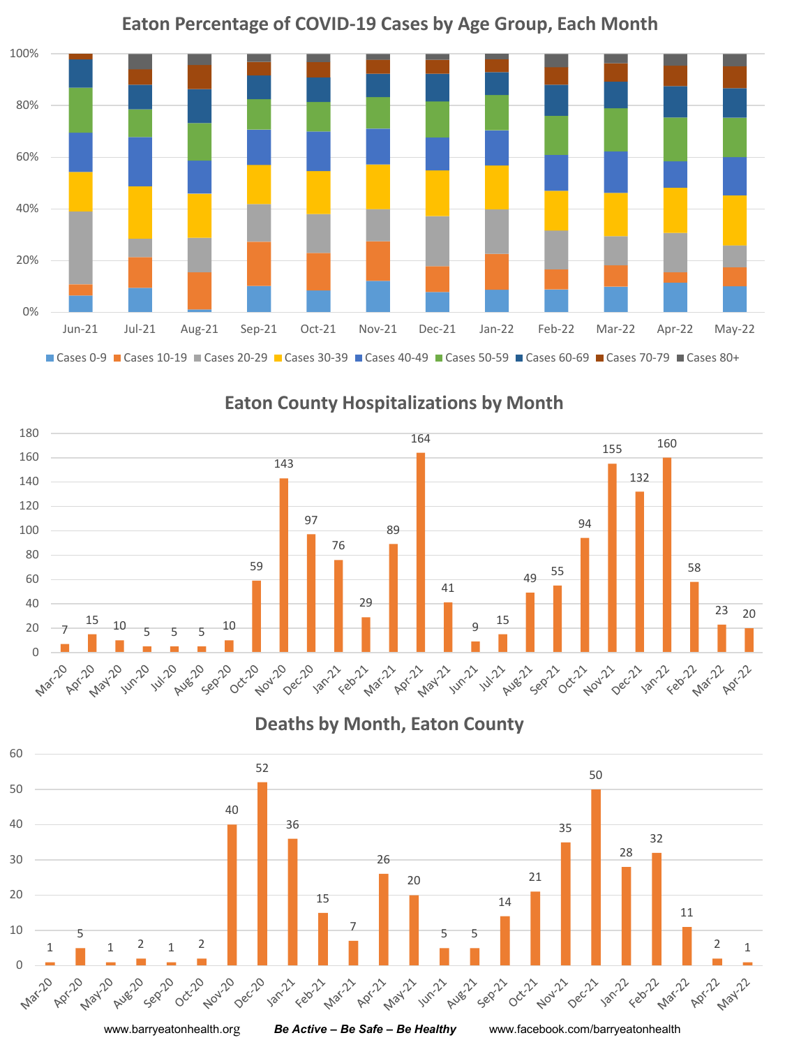## Eaton Percentage of COVID-19 Cases by Age Group, Each Month

100%
80%
60%
40%
20%
0%

Jun-21 Jul-21 Aug-21 Sep-21 Oct-21 Nov-21 Dec-21 Jan-22 Feb-22 Mar-22 Apr-22 May-22

Cases 0-9 Cases 10-19 Cases 20-29 Cases 30-39 Cases 40-49 Cases 50-59 Cases 60-69 Cases 70-79 Cases 80+

## Eaton County Hospitalizations by Month

180
160
140
120
100
80
60
40
20
0

Mar-20 Apr-20 May-20 Jun-20 Jul-20 Aug-20 Sep-20 Oct-20 Nov-20 Dec-20 Jan-21 Feb-21 Mar-21 Apr-21 May-21 Jun-21 Jul-21 Aug-21 Sep-21 Oct-21 Nov-21 Dec-21 Jan-22 Feb-22 Mar-22 Apr-22

7 15 10 5 5 5 10 59 143 97 76 29 89 164 41 9 15 49 55 94 155 132 160 58 23 20

## Deaths by Month, Eaton County

60
50
40
30
20
10
0

Mar-20 Apr-20 May-20 Aug-20 Sep-20 Oct-20 Nov-20 Dec-20 Jan-21 Feb-21 Mar-21 Apr-21 May-21 Jun-21 Aug-21 Sep-21 Oct-21 Nov-21 Dec-21 Jan-22 Feb-22 Mar-22 Apr-22 May-22

1 5 1 2 1 2 40 52 36 15 7 26 20 5 5 14 21 35 50 28 32 11 2 1

www.barryeatonhealth.org *Be Active – Be Safe – Be Healthy* www.facebook.com/barryeatonhealth